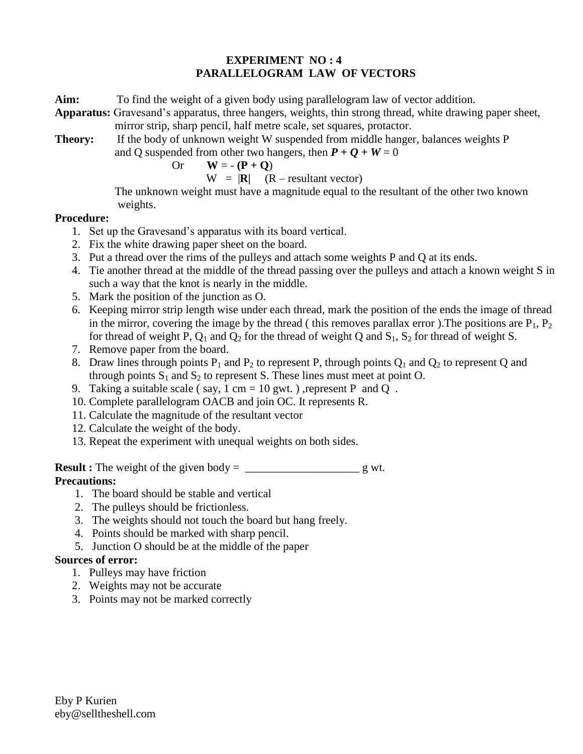# EXPERIMENT NO : 4
## PARALLELOGRAM LAW OF VECTORS

**Aim:** To find the weight of a given body using parallelogram law of vector addition.

**Apparatus:** Gravesand's apparatus, three hangers, weights, thin strong thread, white drawing paper sheet, mirror strip, sharp pencil, half metre scale, set squares, protractor.

**Theory:** If the body of unknown weight W suspended from middle hanger, balances weights P and Q suspended from other two hangers, then $\boldsymbol{P} + \boldsymbol{Q} + \boldsymbol{W} = 0$

Or $\mathbf{W} = -(\mathbf{P} + \mathbf{Q})$

$W = |\mathbf{R}|$ (R – resultant vector)

The unknown weight must have a magnitude equal to the resultant of the other two known weights.

**Procedure:**

1. Set up the Gravesand's apparatus with its board vertical.
2. Fix the white drawing paper sheet on the board.
3. Put a thread over the rims of the pulleys and attach some weights P and Q at its ends.
4. Tie another thread at the middle of the thread passing over the pulleys and attach a known weight S in such a way that the knot is nearly in the middle.
5. Mark the position of the junction as O.
6. Keeping mirror strip length wise under each thread, mark the position of the ends the image of thread in the mirror, covering the image by the thread ( this removes parallax error ).The positions are $P_1$, $P_2$ for thread of weight P, $Q_1$ and $Q_2$ for the thread of weight Q and $S_1$, $S_2$ for thread of weight S.
7. Remove paper from the board.
8. Draw lines through points $P_1$ and $P_2$ to represent P, through points $Q_1$ and $Q_2$ to represent Q and through points $S_1$ and $S_2$ to represent S. These lines must meet at point O.
9. Taking a suitable scale ( say, 1 cm = 10 gwt. ) ,represent P and Q .
10. Complete parallelogram OACB and join OC. It represents R.
11. Calculate the magnitude of the resultant vector
12. Calculate the weight of the body.
13. Repeat the experiment with unequal weights on both sides.

**Result :** The weight of the given body = ____________________ g wt.

**Precautions:**

1. The board should be stable and vertical
2. The pulleys should be frictionless.
3. The weights should not touch the board but hang freely.
4. Points should be marked with sharp pencil.
5. Junction O should be at the middle of the paper

**Sources of error:**

1. Pulleys may have friction
2. Weights may not be accurate
3. Points may not be marked correctly

Eby P Kurien
eby@selltheshell.com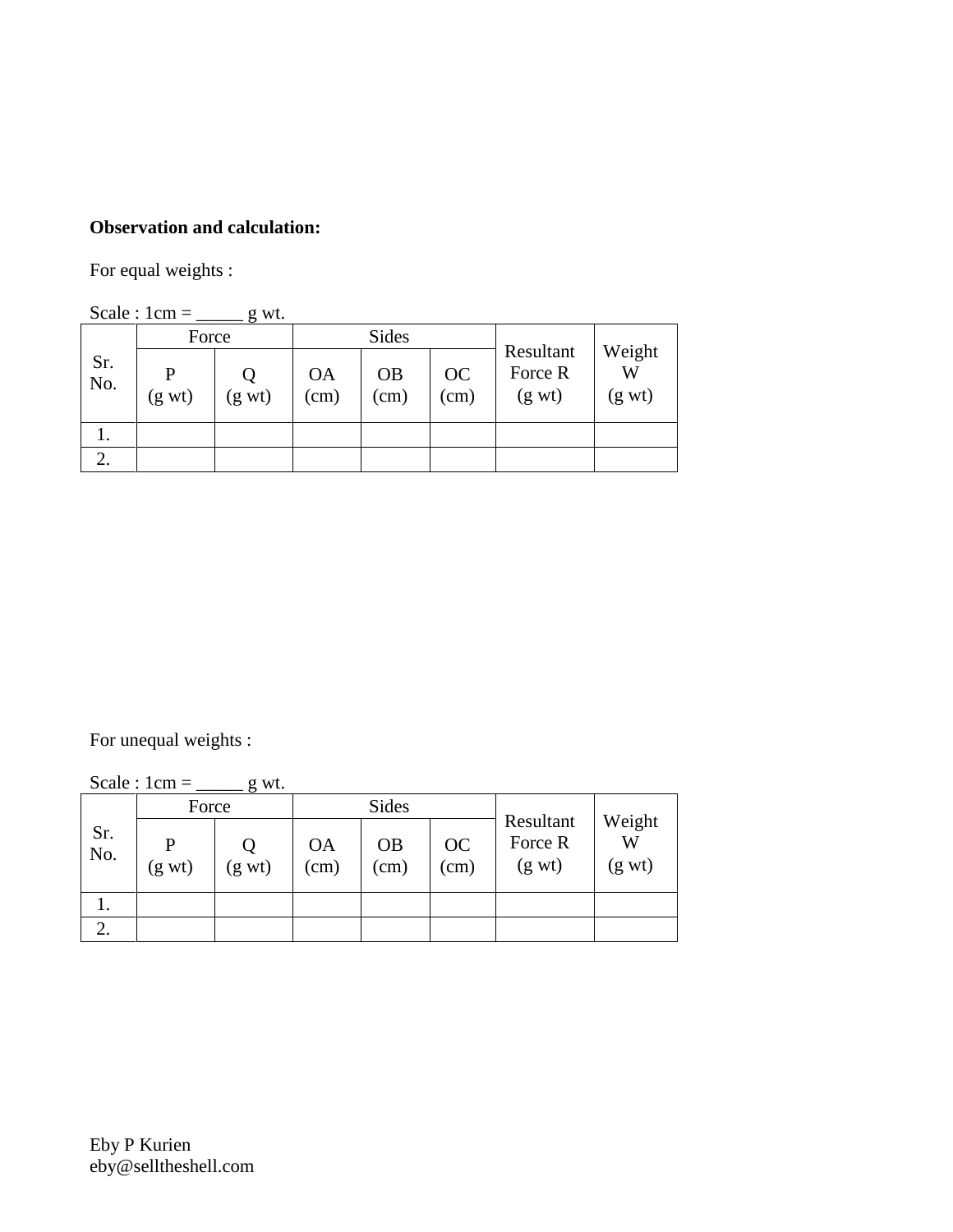**Observation and calculation:**

For equal weights :

Scale : 1cm = _____ g wt.

| Sr. No. | Force | | Sides | | | Resultant Force R (g wt) | Weight W (g wt) |
|---|---|---|---|---|---|---|---|
| | P (g wt) | Q (g wt) | OA (cm) | OB (cm) | OC (cm) | | |
| 1. | | | | | | | |
| 2. | | | | | | | |

For unequal weights :

Scale : 1cm = _____ g wt.

| Sr. No. | Force | | Sides | | | Resultant Force R (g wt) | Weight W (g wt) |
|---|---|---|---|---|---|---|---|
| | P (g wt) | Q (g wt) | OA (cm) | OB (cm) | OC (cm) | | |
| 1. | | | | | | | |
| 2. | | | | | | | |

Eby P Kurien
eby@selltheshell.com